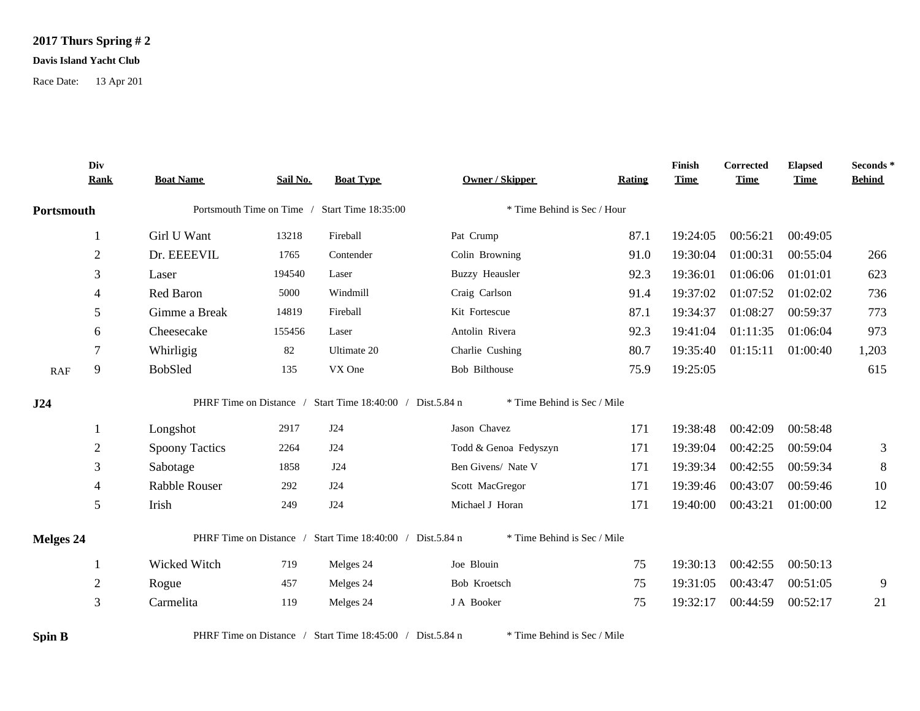**2017 Thurs Spring # 2**

**Davis Island Yacht Club**

Race Date: 13 Apr 201

| | Div Rank | Boat Name | Sail No. | Boat Type | Owner / Skipper | Rating | Finish Time | Corrected Time | Elapsed Time | Seconds * Behind |
|---|---|---|---|---|---|---|---|---|---|---|
| **Portsmouth** | | Portsmouth Time on Time / Start Time 18:35:00 | | | * Time Behind is Sec / Hour | | | | | |
| | 1 | Girl U Want | 13218 | Fireball | Pat Crump | 87.1 | 19:24:05 | 00:56:21 | 00:49:05 | |
| | 2 | Dr. EEEEVIL | 1765 | Contender | Colin Browning | 91.0 | 19:30:04 | 01:00:31 | 00:55:04 | 266 |
| | 3 | Laser | 194540 | Laser | Buzzy Heausler | 92.3 | 19:36:01 | 01:06:06 | 01:01:01 | 623 |
| | 4 | Red Baron | 5000 | Windmill | Craig Carlson | 91.4 | 19:37:02 | 01:07:52 | 01:02:02 | 736 |
| | 5 | Gimme a Break | 14819 | Fireball | Kit Fortescue | 87.1 | 19:34:37 | 01:08:27 | 00:59:37 | 773 |
| | 6 | Cheesecake | 155456 | Laser | Antolin Rivera | 92.3 | 19:41:04 | 01:11:35 | 01:06:04 | 973 |
| | 7 | Whirligig | 82 | Ultimate 20 | Charlie Cushing | 80.7 | 19:35:40 | 01:15:11 | 01:00:40 | 1,203 |
| RAF | 9 | BobSled | 135 | VX One | Bob Bilthouse | 75.9 | 19:25:05 | | | 615 |
| **J24** | | PHRF Time on Distance / Start Time 18:40:00 / Dist.5.84 n | | | * Time Behind is Sec / Mile | | | | | |
| | 1 | Longshot | 2917 | J24 | Jason Chavez | 171 | 19:38:48 | 00:42:09 | 00:58:48 | |
| | 2 | Spoony Tactics | 2264 | J24 | Todd & Genoa Fedyszyn | 171 | 19:39:04 | 00:42:25 | 00:59:04 | 3 |
| | 3 | Sabotage | 1858 | J24 | Ben Givens/ Nate V | 171 | 19:39:34 | 00:42:55 | 00:59:34 | 8 |
| | 4 | Rabble Rouser | 292 | J24 | Scott MacGregor | 171 | 19:39:46 | 00:43:07 | 00:59:46 | 10 |
| | 5 | Irish | 249 | J24 | Michael J Horan | 171 | 19:40:00 | 00:43:21 | 01:00:00 | 12 |
| **Melges 24** | | PHRF Time on Distance / Start Time 18:40:00 / Dist.5.84 n | | | * Time Behind is Sec / Mile | | | | | |
| | 1 | Wicked Witch | 719 | Melges 24 | Joe Blouin | 75 | 19:30:13 | 00:42:55 | 00:50:13 | |
| | 2 | Rogue | 457 | Melges 24 | Bob Kroetsch | 75 | 19:31:05 | 00:43:47 | 00:51:05 | 9 |
| | 3 | Carmelita | 119 | Melges 24 | J A Booker | 75 | 19:32:17 | 00:44:59 | 00:52:17 | 21 |
| **Spin B** | | PHRF Time on Distance / Start Time 18:45:00 / Dist.5.84 n | | | * Time Behind is Sec / Mile | | | | | |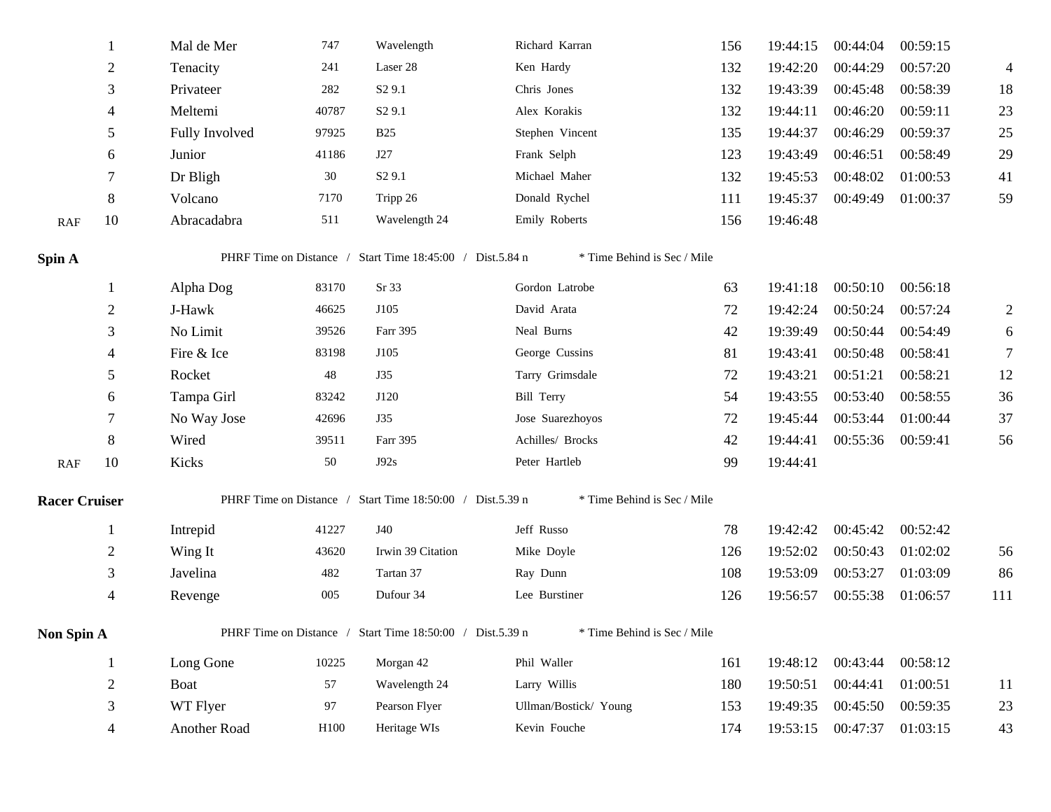| | Place | Boat | Sail # | Type | Skipper | PHRF | Finish | Corrected | Elapsed | Time Behind |
|---|---|---|---|---|---|---|---|---|---|---|
| | 1 | Mal de Mer | 747 | Wavelength | Richard Karran | 156 | 19:44:15 | 00:44:04 | 00:59:15 | |
| | 2 | Tenacity | 241 | Laser 28 | Ken Hardy | 132 | 19:42:20 | 00:44:29 | 00:57:20 | 4 |
| | 3 | Privateer | 282 | S2 9.1 | Chris Jones | 132 | 19:43:39 | 00:45:48 | 00:58:39 | 18 |
| | 4 | Meltemi | 40787 | S2 9.1 | Alex Korakis | 132 | 19:44:11 | 00:46:20 | 00:59:11 | 23 |
| | 5 | Fully Involved | 97925 | B25 | Stephen Vincent | 135 | 19:44:37 | 00:46:29 | 00:59:37 | 25 |
| | 6 | Junior | 41186 | J27 | Frank Selph | 123 | 19:43:49 | 00:46:51 | 00:58:49 | 29 |
| | 7 | Dr Bligh | 30 | S2 9.1 | Michael Maher | 132 | 19:45:53 | 00:48:02 | 01:00:53 | 41 |
| | 8 | Volcano | 7170 | Tripp 26 | Donald Rychel | 111 | 19:45:37 | 00:49:49 | 01:00:37 | 59 |
| RAF | 10 | Abracadabra | 511 | Wavelength 24 | Emily Roberts | 156 | 19:46:48 | | | |

**Spin A** — PHRF Time on Distance / Start Time 18:45:00 / Dist.5.84 n — * Time Behind is Sec / Mile

| | Place | Boat | Sail # | Type | Skipper | PHRF | Finish | Corrected | Elapsed | Time Behind |
|---|---|---|---|---|---|---|---|---|---|---|
| | 1 | Alpha Dog | 83170 | Sr 33 | Gordon Latrobe | 63 | 19:41:18 | 00:50:10 | 00:56:18 | |
| | 2 | J-Hawk | 46625 | J105 | David Arata | 72 | 19:42:24 | 00:50:24 | 00:57:24 | 2 |
| | 3 | No Limit | 39526 | Farr 395 | Neal Burns | 42 | 19:39:49 | 00:50:44 | 00:54:49 | 6 |
| | 4 | Fire & Ice | 83198 | J105 | George Cussins | 81 | 19:43:41 | 00:50:48 | 00:58:41 | 7 |
| | 5 | Rocket | 48 | J35 | Tarry Grimsdale | 72 | 19:43:21 | 00:51:21 | 00:58:21 | 12 |
| | 6 | Tampa Girl | 83242 | J120 | Bill Terry | 54 | 19:43:55 | 00:53:40 | 00:58:55 | 36 |
| | 7 | No Way Jose | 42696 | J35 | Jose Suarezhoyos | 72 | 19:45:44 | 00:53:44 | 01:00:44 | 37 |
| | 8 | Wired | 39511 | Farr 395 | Achilles/ Brocks | 42 | 19:44:41 | 00:55:36 | 00:59:41 | 56 |
| RAF | 10 | Kicks | 50 | J92s | Peter Hartleb | 99 | 19:44:41 | | | |

**Racer Cruiser** — PHRF Time on Distance / Start Time 18:50:00 / Dist.5.39 n — * Time Behind is Sec / Mile

| | Place | Boat | Sail # | Type | Skipper | PHRF | Finish | Corrected | Elapsed | Time Behind |
|---|---|---|---|---|---|---|---|---|---|---|
| | 1 | Intrepid | 41227 | J40 | Jeff Russo | 78 | 19:42:42 | 00:45:42 | 00:52:42 | |
| | 2 | Wing It | 43620 | Irwin 39 Citation | Mike Doyle | 126 | 19:52:02 | 00:50:43 | 01:02:02 | 56 |
| | 3 | Javelina | 482 | Tartan 37 | Ray Dunn | 108 | 19:53:09 | 00:53:27 | 01:03:09 | 86 |
| | 4 | Revenge | 005 | Dufour 34 | Lee Burstiner | 126 | 19:56:57 | 00:55:38 | 01:06:57 | 111 |

**Non Spin A** — PHRF Time on Distance / Start Time 18:50:00 / Dist.5.39 n — * Time Behind is Sec / Mile

| | Place | Boat | Sail # | Type | Skipper | PHRF | Finish | Corrected | Elapsed | Time Behind |
|---|---|---|---|---|---|---|---|---|---|---|
| | 1 | Long Gone | 10225 | Morgan 42 | Phil Waller | 161 | 19:48:12 | 00:43:44 | 00:58:12 | |
| | 2 | Boat | 57 | Wavelength 24 | Larry Willis | 180 | 19:50:51 | 00:44:41 | 01:00:51 | 11 |
| | 3 | WT Flyer | 97 | Pearson Flyer | Ullman/Bostick/ Young | 153 | 19:49:35 | 00:45:50 | 00:59:35 | 23 |
| | 4 | Another Road | H100 | Heritage WIs | Kevin Fouche | 174 | 19:53:15 | 00:47:37 | 01:03:15 | 43 |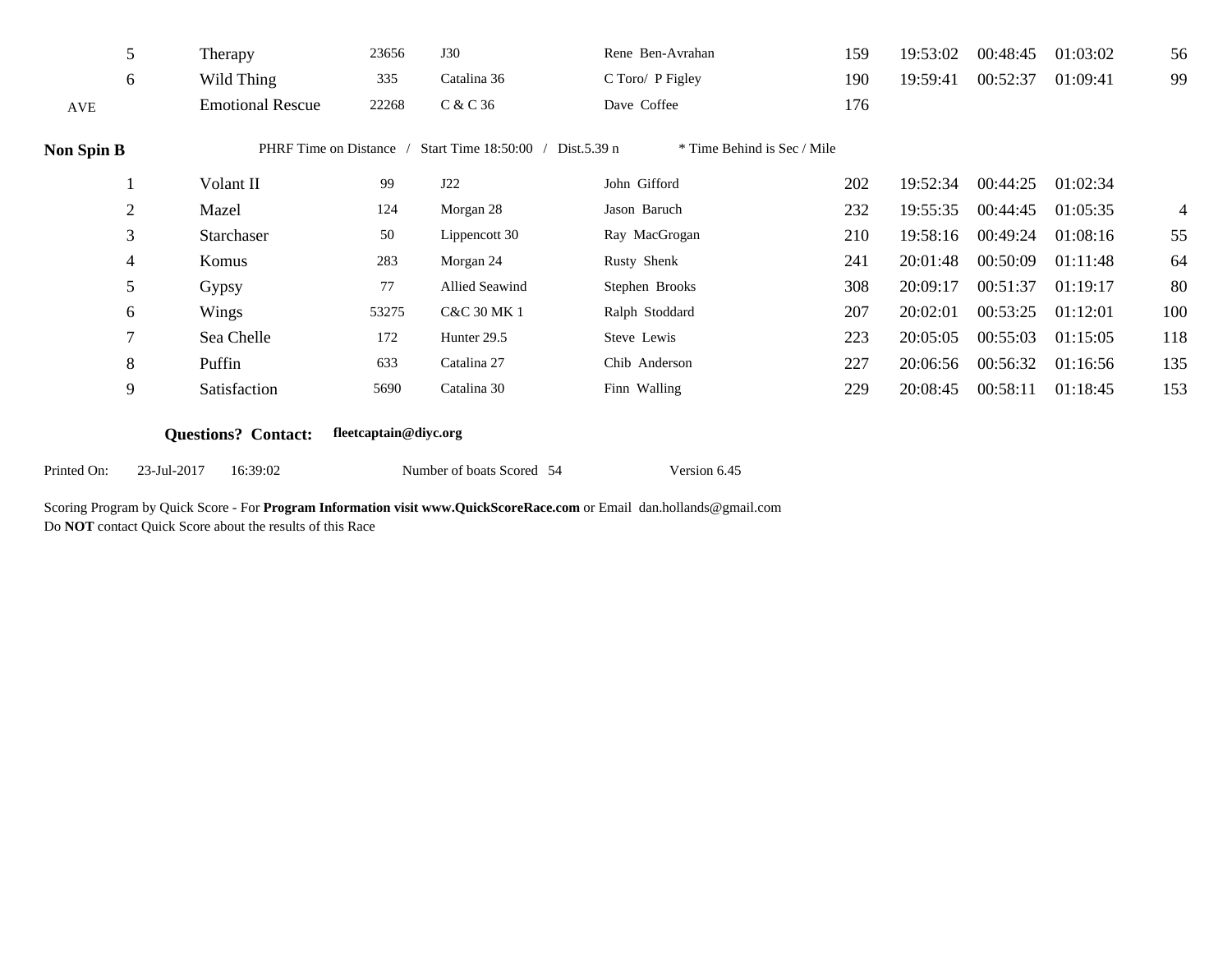| | | | | | | | | | |
|---|---|---|---|---|---|---|---|---|---|
| 5 | Therapy | 23656 | J30 | Rene Ben-Avrahan | 159 | 19:53:02 | 00:48:45 | 01:03:02 | 56 |
| 6 | Wild Thing | 335 | Catalina 36 | C Toro/ P Figley | 190 | 19:59:41 | 00:52:37 | 01:09:41 | 99 |
| AVE | Emotional Rescue | 22268 | C & C 36 | Dave Coffee | 176 | | | | |

**Non Spin B** PHRF Time on Distance / Start Time 18:50:00 / Dist.5.39 n * Time Behind is Sec / Mile

| | | | | | | | | | |
|---|---|---|---|---|---|---|---|---|---|
| 1 | Volant II | 99 | J22 | John Gifford | 202 | 19:52:34 | 00:44:25 | 01:02:34 | |
| 2 | Mazel | 124 | Morgan 28 | Jason Baruch | 232 | 19:55:35 | 00:44:45 | 01:05:35 | 4 |
| 3 | Starchaser | 50 | Lippencott 30 | Ray MacGrogan | 210 | 19:58:16 | 00:49:24 | 01:08:16 | 55 |
| 4 | Komus | 283 | Morgan 24 | Rusty Shenk | 241 | 20:01:48 | 00:50:09 | 01:11:48 | 64 |
| 5 | Gypsy | 77 | Allied Seawind | Stephen Brooks | 308 | 20:09:17 | 00:51:37 | 01:19:17 | 80 |
| 6 | Wings | 53275 | C&C 30 MK 1 | Ralph Stoddard | 207 | 20:02:01 | 00:53:25 | 01:12:01 | 100 |
| 7 | Sea Chelle | 172 | Hunter 29.5 | Steve Lewis | 223 | 20:05:05 | 00:55:03 | 01:15:05 | 118 |
| 8 | Puffin | 633 | Catalina 27 | Chib Anderson | 227 | 20:06:56 | 00:56:32 | 01:16:56 | 135 |
| 9 | Satisfaction | 5690 | Catalina 30 | Finn Walling | 229 | 20:08:45 | 00:58:11 | 01:18:45 | 153 |

**Questions? Contact:** **fleetcaptain@diyc.org**

Printed On: 23-Jul-2017 16:39:02 Number of boats Scored 54 Version 6.45

Scoring Program by Quick Score - For **Program Information visit www.QuickScoreRace.com** or Email dan.hollands@gmail.com
Do **NOT** contact Quick Score about the results of this Race